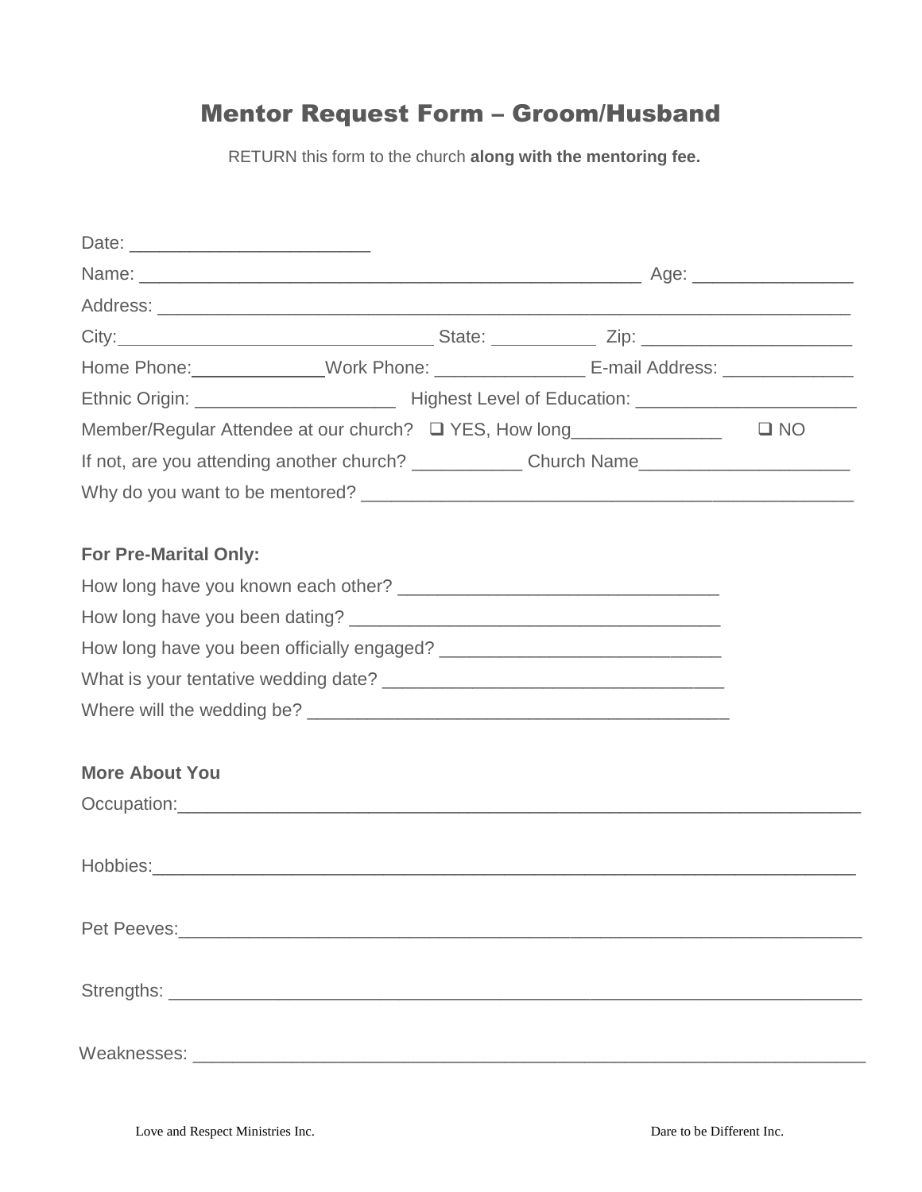# Mentor Request Form – Groom/Husband

RETURN this form to the church **along with the mentoring fee.**

Date: ________________________

Name: __________________________________________________ Age: ________________

Address: ______________________________________________________________________

City:_______________________________ State: __________ Zip: _____________________

Home Phone:_____________Work Phone: _______________ E-mail Address: _____________

Ethnic Origin: ____________________ Highest Level of Education: ______________________

Member/Regular Attendee at our church? ❑ YES, How long_______________ ❑ NO

If not, are you attending another church? ___________ Church Name_____________________

Why do you want to be mentored? _________________________________________________

**For Pre-Marital Only:**

How long have you known each other? _______________________________

How long have you been dating? ____________________________________

How long have you been officially engaged? ___________________________

What is your tentative wedding date? _________________________________

Where will the wedding be? _________________________________________

**More About You**

Occupation:______________________________________________________________________

Hobbies:________________________________________________________________________

Pet Peeves:______________________________________________________________________

Strengths: _______________________________________________________________________

Weaknesses: _____________________________________________________________________

Love and Respect Ministries Inc. Dare to be Different Inc.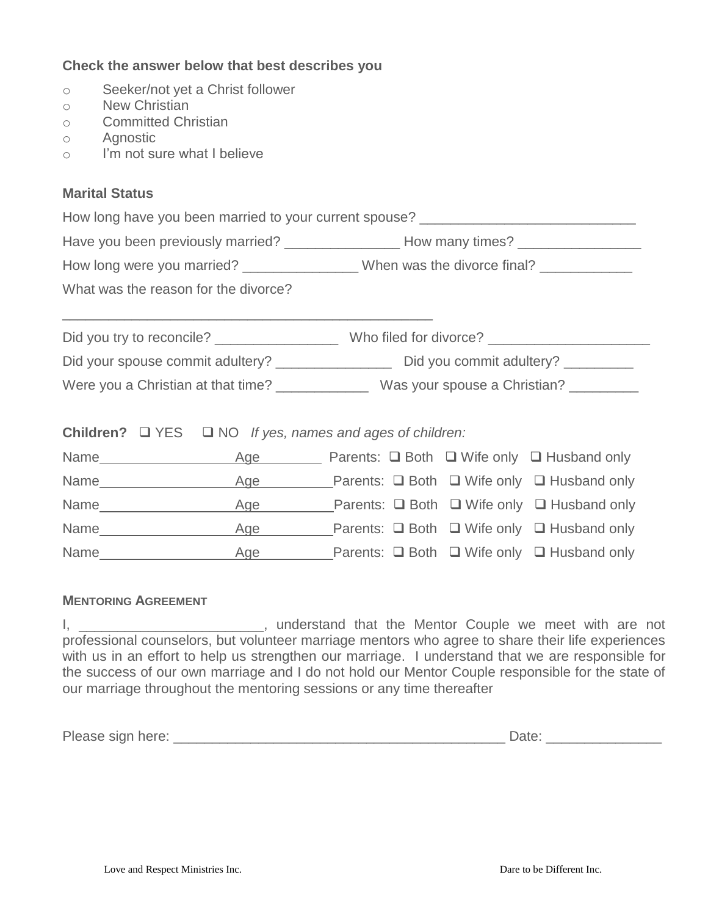**Check the answer below that best describes you**

- ○ Seeker/not yet a Christ follower
- ○ New Christian
- ○ Committed Christian
- ○ Agnostic
- ○ I'm not sure what I believe

**Marital Status**

How long have you been married to your current spouse? ___________________________

Have you been previously married? _______________ How many times? ________________

How long were you married? _______________ When was the divorce final? ____________

What was the reason for the divorce?

_________________________________________________

Did you try to reconcile? ________________ Who filed for divorce? _____________________

Did your spouse commit adultery? _______________ Did you commit adultery? _________

Were you a Christian at that time? ____________ Was your spouse a Christian? _________

**Children?** ❑ YES ❑ NO *If yes, names and ages of children:*

Name__________________ Age_________ Parents: ❑ Both ❑ Wife only ❑ Husband only

Name__________________ Age_________ Parents: ❑ Both ❑ Wife only ❑ Husband only

Name__________________ Age_________ Parents: ❑ Both ❑ Wife only ❑ Husband only

Name__________________ Age_________ Parents: ❑ Both ❑ Wife only ❑ Husband only

Name__________________ Age_________ Parents: ❑ Both ❑ Wife only ❑ Husband only

**MENTORING AGREEMENT**

I, _______________________, understand that the Mentor Couple we meet with are not professional counselors, but volunteer marriage mentors who agree to share their life experiences with us in an effort to help us strengthen our marriage. I understand that we are responsible for the success of our own marriage and I do not hold our Mentor Couple responsible for the state of our marriage throughout the mentoring sessions or any time thereafter

Please sign here: ___________________________________________ Date: _______________

Love and Respect Ministries Inc. Dare to be Different Inc.